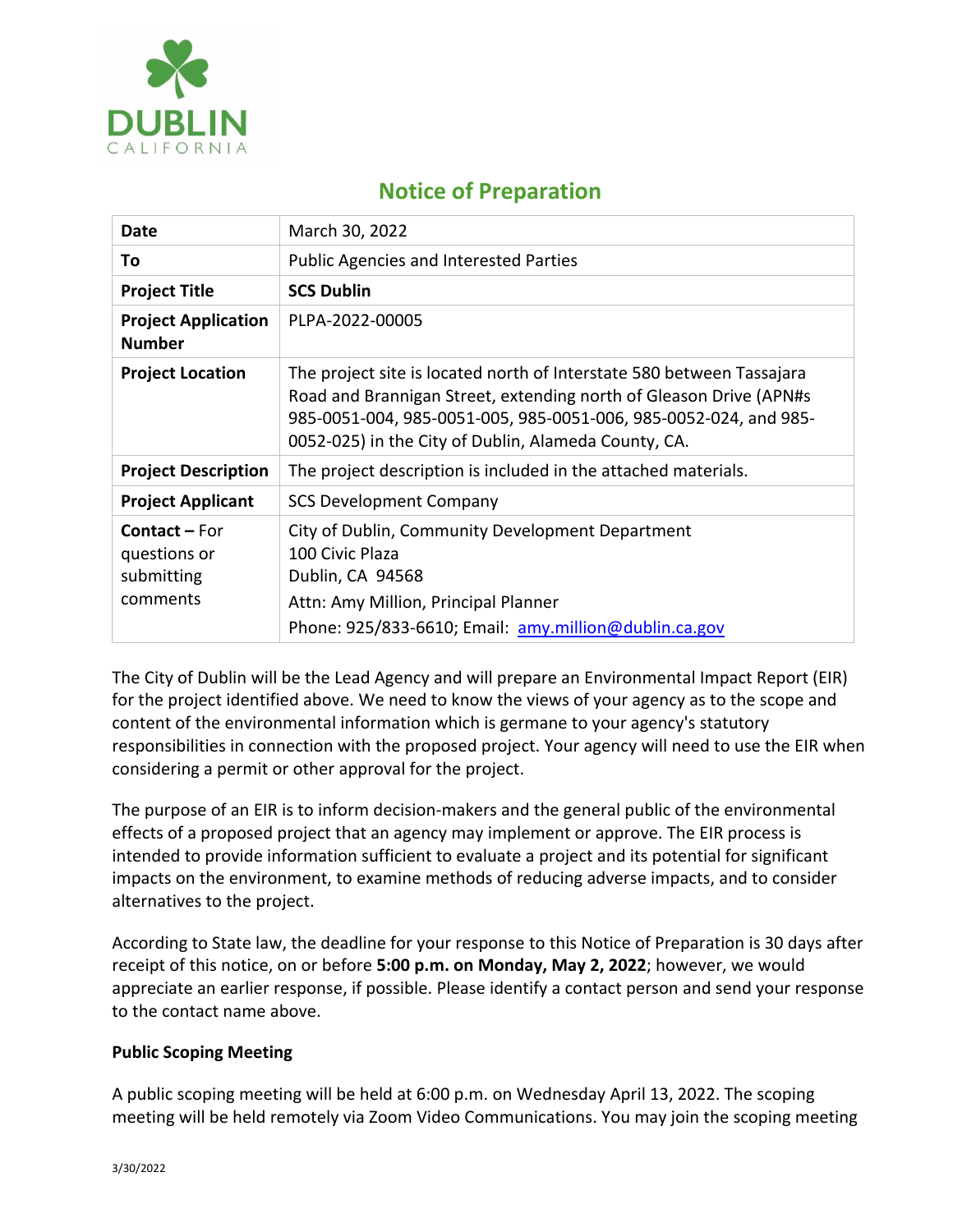DUBLIN
CALIFORNIA

# Notice of Preparation

| | |
|---|---|
| **Date** | March 30, 2022 |
| **To** | Public Agencies and Interested Parties |
| **Project Title** | **SCS Dublin** |
| **Project Application Number** | PLPA-2022-00005 |
| **Project Location** | The project site is located north of Interstate 580 between Tassajara Road and Brannigan Street, extending north of Gleason Drive (APN#s 985-0051-004, 985-0051-005, 985-0051-006, 985-0052-024, and 985-0052-025) in the City of Dublin, Alameda County, CA. |
| **Project Description** | The project description is included in the attached materials. |
| **Project Applicant** | SCS Development Company |
| **Contact** – For questions or submitting comments | City of Dublin, Community Development Department<br>100 Civic Plaza<br>Dublin, CA 94568<br>Attn: Amy Million, Principal Planner<br>Phone: 925/833-6610; Email: amy.million@dublin.ca.gov |

The City of Dublin will be the Lead Agency and will prepare an Environmental Impact Report (EIR) for the project identified above. We need to know the views of your agency as to the scope and content of the environmental information which is germane to your agency's statutory responsibilities in connection with the proposed project. Your agency will need to use the EIR when considering a permit or other approval for the project.

The purpose of an EIR is to inform decision-makers and the general public of the environmental effects of a proposed project that an agency may implement or approve. The EIR process is intended to provide information sufficient to evaluate a project and its potential for significant impacts on the environment, to examine methods of reducing adverse impacts, and to consider alternatives to the project.

According to State law, the deadline for your response to this Notice of Preparation is 30 days after receipt of this notice, on or before **5:00 p.m. on Monday, May 2, 2022**; however, we would appreciate an earlier response, if possible. Please identify a contact person and send your response to the contact name above.

**Public Scoping Meeting**

A public scoping meeting will be held at 6:00 p.m. on Wednesday April 13, 2022. The scoping meeting will be held remotely via Zoom Video Communications. You may join the scoping meeting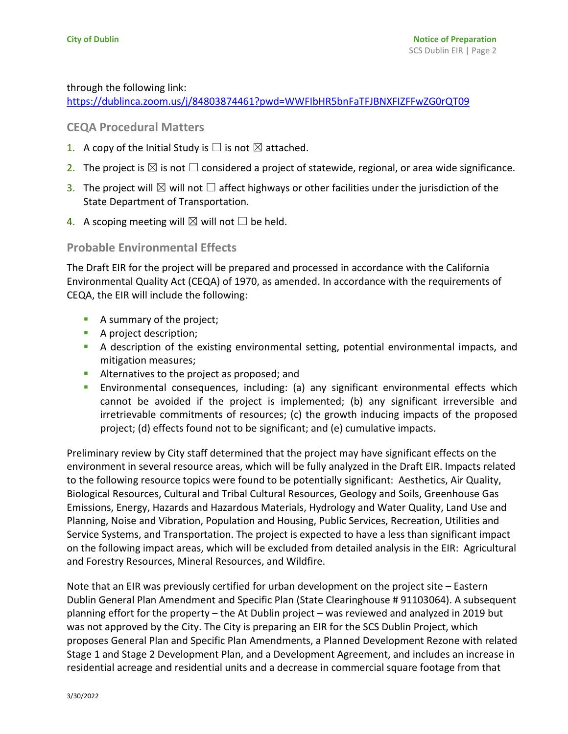through the following link:
https://dublinca.zoom.us/j/84803874461?pwd=WWFIbHR5bnFaTFJBNXFIZFFwZG0rQT09

## CEQA Procedural Matters

1. A copy of the Initial Study is ☐ is not ☒ attached.
2. The project is ☒ is not ☐ considered a project of statewide, regional, or area wide significance.
3. The project will ☒ will not ☐ affect highways or other facilities under the jurisdiction of the State Department of Transportation.
4. A scoping meeting will ☒ will not ☐ be held.

## Probable Environmental Effects

The Draft EIR for the project will be prepared and processed in accordance with the California Environmental Quality Act (CEQA) of 1970, as amended. In accordance with the requirements of CEQA, the EIR will include the following:

- A summary of the project;
- A project description;
- A description of the existing environmental setting, potential environmental impacts, and mitigation measures;
- Alternatives to the project as proposed; and
- Environmental consequences, including: (a) any significant environmental effects which cannot be avoided if the project is implemented; (b) any significant irreversible and irretrievable commitments of resources; (c) the growth inducing impacts of the proposed project; (d) effects found not to be significant; and (e) cumulative impacts.

Preliminary review by City staff determined that the project may have significant effects on the environment in several resource areas, which will be fully analyzed in the Draft EIR. Impacts related to the following resource topics were found to be potentially significant: Aesthetics, Air Quality, Biological Resources, Cultural and Tribal Cultural Resources, Geology and Soils, Greenhouse Gas Emissions, Energy, Hazards and Hazardous Materials, Hydrology and Water Quality, Land Use and Planning, Noise and Vibration, Population and Housing, Public Services, Recreation, Utilities and Service Systems, and Transportation. The project is expected to have a less than significant impact on the following impact areas, which will be excluded from detailed analysis in the EIR: Agricultural and Forestry Resources, Mineral Resources, and Wildfire.

Note that an EIR was previously certified for urban development on the project site – Eastern Dublin General Plan Amendment and Specific Plan (State Clearinghouse # 91103064). A subsequent planning effort for the property – the At Dublin project – was reviewed and analyzed in 2019 but was not approved by the City. The City is preparing an EIR for the SCS Dublin Project, which proposes General Plan and Specific Plan Amendments, a Planned Development Rezone with related Stage 1 and Stage 2 Development Plan, and a Development Agreement, and includes an increase in residential acreage and residential units and a decrease in commercial square footage from that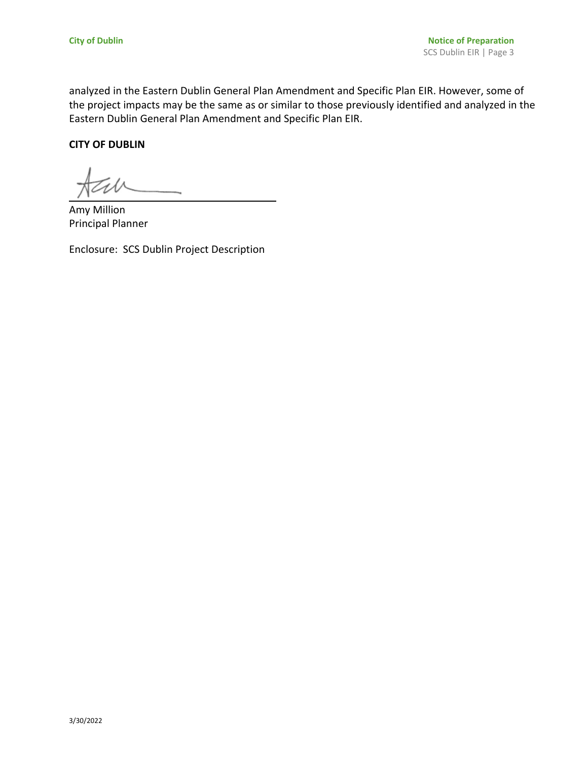analyzed in the Eastern Dublin General Plan Amendment and Specific Plan EIR. However, some of the project impacts may be the same as or similar to those previously identified and analyzed in the Eastern Dublin General Plan Amendment and Specific Plan EIR.

**CITY OF DUBLIN**

Amy Million
Principal Planner

Enclosure: SCS Dublin Project Description

3/30/2022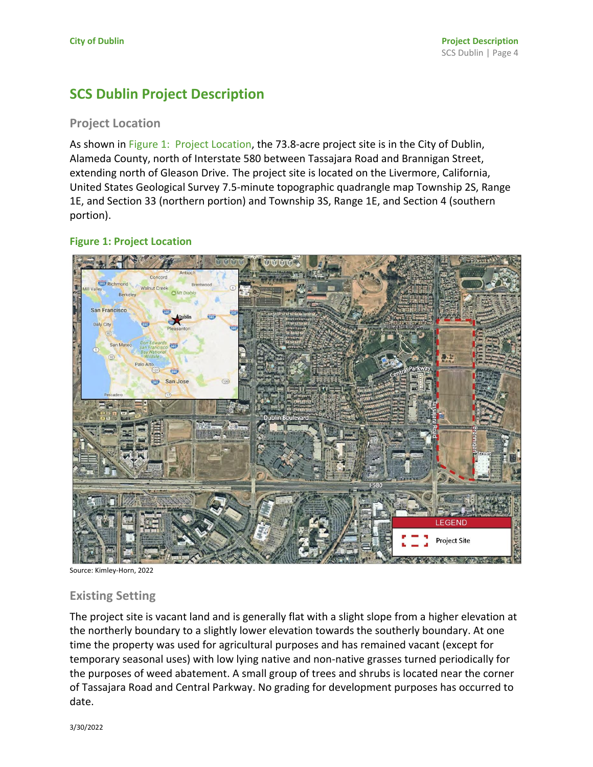# SCS Dublin Project Description

## Project Location

As shown in Figure 1: Project Location, the 73.8-acre project site is in the City of Dublin, Alameda County, north of Interstate 580 between Tassajara Road and Brannigan Street, extending north of Gleason Drive. The project site is located on the Livermore, California, United States Geological Survey 7.5-minute topographic quadrangle map Township 2S, Range 1E, and Section 33 (northern portion) and Township 3S, Range 1E, and Section 4 (southern portion).

### Figure 1: Project Location

Source: Kimley-Horn, 2022

## Existing Setting

The project site is vacant land and is generally flat with a slight slope from a higher elevation at the northerly boundary to a slightly lower elevation towards the southerly boundary. At one time the property was used for agricultural purposes and has remained vacant (except for temporary seasonal uses) with low lying native and non-native grasses turned periodically for the purposes of weed abatement. A small group of trees and shrubs is located near the corner of Tassajara Road and Central Parkway. No grading for development purposes has occurred to date.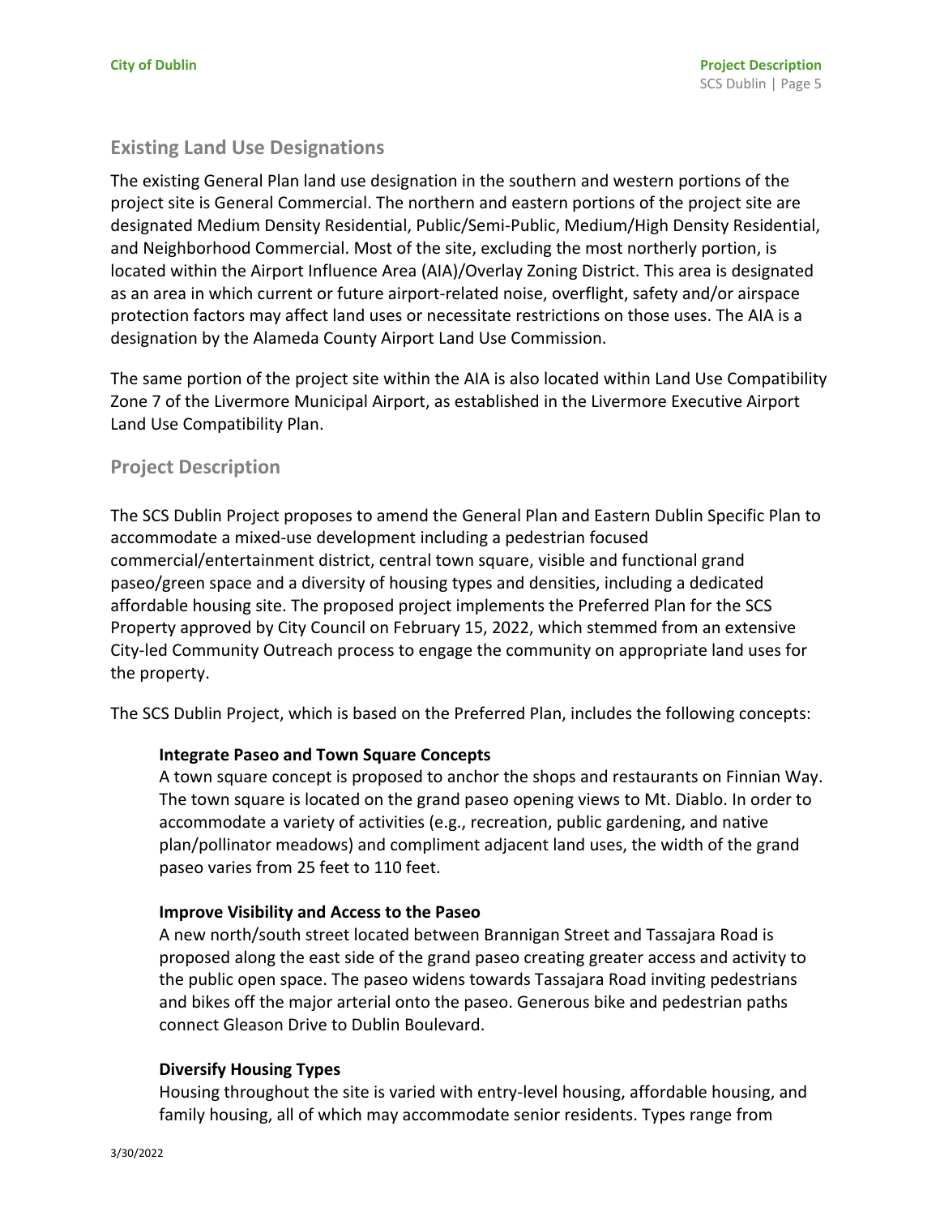## Existing Land Use Designations

The existing General Plan land use designation in the southern and western portions of the project site is General Commercial. The northern and eastern portions of the project site are designated Medium Density Residential, Public/Semi-Public, Medium/High Density Residential, and Neighborhood Commercial. Most of the site, excluding the most northerly portion, is located within the Airport Influence Area (AIA)/Overlay Zoning District. This area is designated as an area in which current or future airport-related noise, overflight, safety and/or airspace protection factors may affect land uses or necessitate restrictions on those uses. The AIA is a designation by the Alameda County Airport Land Use Commission.

The same portion of the project site within the AIA is also located within Land Use Compatibility Zone 7 of the Livermore Municipal Airport, as established in the Livermore Executive Airport Land Use Compatibility Plan.

## Project Description

The SCS Dublin Project proposes to amend the General Plan and Eastern Dublin Specific Plan to accommodate a mixed-use development including a pedestrian focused commercial/entertainment district, central town square, visible and functional grand paseo/green space and a diversity of housing types and densities, including a dedicated affordable housing site. The proposed project implements the Preferred Plan for the SCS Property approved by City Council on February 15, 2022, which stemmed from an extensive City-led Community Outreach process to engage the community on appropriate land uses for the property.

The SCS Dublin Project, which is based on the Preferred Plan, includes the following concepts:

**Integrate Paseo and Town Square Concepts**
A town square concept is proposed to anchor the shops and restaurants on Finnian Way. The town square is located on the grand paseo opening views to Mt. Diablo. In order to accommodate a variety of activities (e.g., recreation, public gardening, and native plan/pollinator meadows) and compliment adjacent land uses, the width of the grand paseo varies from 25 feet to 110 feet.

**Improve Visibility and Access to the Paseo**
A new north/south street located between Brannigan Street and Tassajara Road is proposed along the east side of the grand paseo creating greater access and activity to the public open space. The paseo widens towards Tassajara Road inviting pedestrians and bikes off the major arterial onto the paseo. Generous bike and pedestrian paths connect Gleason Drive to Dublin Boulevard.

**Diversify Housing Types**
Housing throughout the site is varied with entry-level housing, affordable housing, and family housing, all of which may accommodate senior residents. Types range from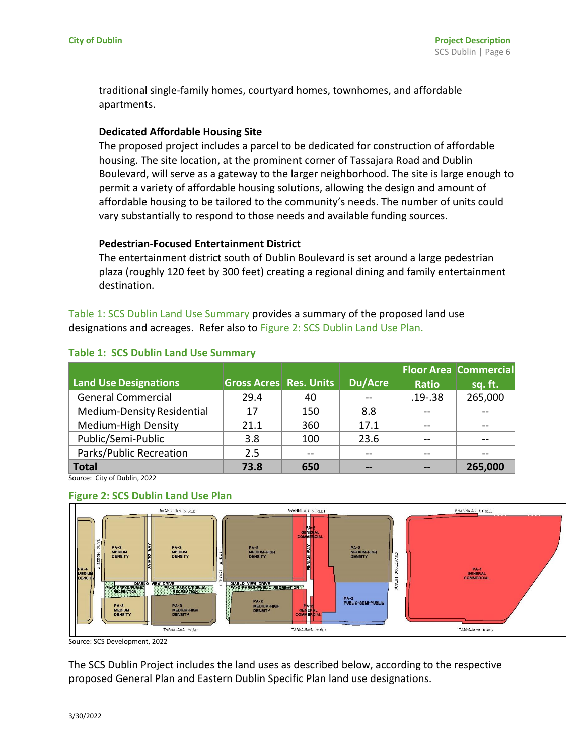traditional single-family homes, courtyard homes, townhomes, and affordable apartments.

**Dedicated Affordable Housing Site**

The proposed project includes a parcel to be dedicated for construction of affordable housing. The site location, at the prominent corner of Tassajara Road and Dublin Boulevard, will serve as a gateway to the larger neighborhood. The site is large enough to permit a variety of affordable housing solutions, allowing the design and amount of affordable housing to be tailored to the community's needs. The number of units could vary substantially to respond to those needs and available funding sources.

**Pedestrian-Focused Entertainment District**

The entertainment district south of Dublin Boulevard is set around a large pedestrian plaza (roughly 120 feet by 300 feet) creating a regional dining and family entertainment destination.

Table 1: SCS Dublin Land Use Summary provides a summary of the proposed land use designations and acreages. Refer also to Figure 2: SCS Dublin Land Use Plan.

**Table 1: SCS Dublin Land Use Summary**

| Land Use Designations | Gross Acres | Res. Units | Du/Acre | Floor Area Ratio | Commercial sq. ft. |
|---|---|---|---|---|---|
| General Commercial | 29.4 | 40 | -- | .19-.38 | 265,000 |
| Medium-Density Residential | 17 | 150 | 8.8 | -- | -- |
| Medium-High Density | 21.1 | 360 | 17.1 | -- | -- |
| Public/Semi-Public | 3.8 | 100 | 23.6 | -- | -- |
| Parks/Public Recreation | 2.5 | -- | -- | -- | -- |
| **Total** | **73.8** | **650** | **--** | **--** | **265,000** |

Source: City of Dublin, 2022

**Figure 2: SCS Dublin Land Use Plan**

Source: SCS Development, 2022

The SCS Dublin Project includes the land uses as described below, according to the respective proposed General Plan and Eastern Dublin Specific Plan land use designations.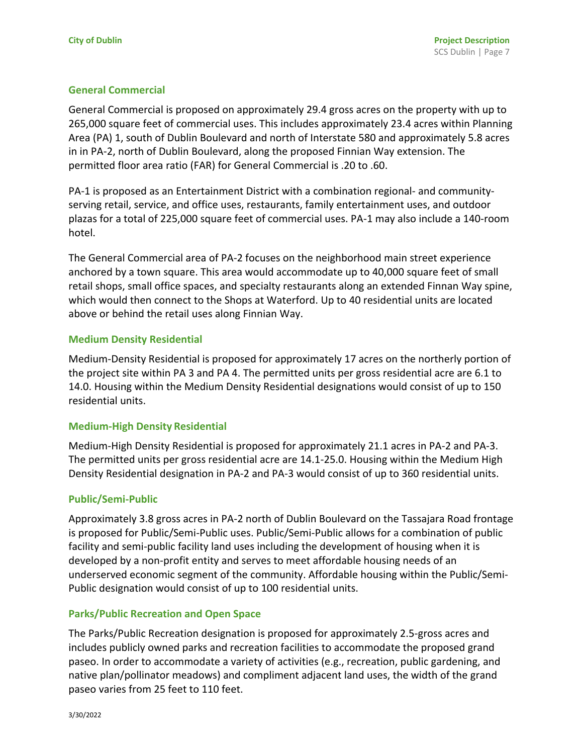### General Commercial

General Commercial is proposed on approximately 29.4 gross acres on the property with up to 265,000 square feet of commercial uses. This includes approximately 23.4 acres within Planning Area (PA) 1, south of Dublin Boulevard and north of Interstate 580 and approximately 5.8 acres in in PA-2, north of Dublin Boulevard, along the proposed Finnian Way extension. The permitted floor area ratio (FAR) for General Commercial is .20 to .60.

PA-1 is proposed as an Entertainment District with a combination regional- and community-serving retail, service, and office uses, restaurants, family entertainment uses, and outdoor plazas for a total of 225,000 square feet of commercial uses. PA-1 may also include a 140-room hotel.

The General Commercial area of PA-2 focuses on the neighborhood main street experience anchored by a town square. This area would accommodate up to 40,000 square feet of small retail shops, small office spaces, and specialty restaurants along an extended Finnan Way spine, which would then connect to the Shops at Waterford. Up to 40 residential units are located above or behind the retail uses along Finnian Way.

### Medium Density Residential

Medium-Density Residential is proposed for approximately 17 acres on the northerly portion of the project site within PA 3 and PA 4. The permitted units per gross residential acre are 6.1 to 14.0. Housing within the Medium Density Residential designations would consist of up to 150 residential units.

### Medium-High Density Residential

Medium-High Density Residential is proposed for approximately 21.1 acres in PA-2 and PA-3. The permitted units per gross residential acre are 14.1-25.0. Housing within the Medium High Density Residential designation in PA-2 and PA-3 would consist of up to 360 residential units.

### Public/Semi-Public

Approximately 3.8 gross acres in PA-2 north of Dublin Boulevard on the Tassajara Road frontage is proposed for Public/Semi-Public uses. Public/Semi-Public allows for a combination of public facility and semi-public facility land uses including the development of housing when it is developed by a non-profit entity and serves to meet affordable housing needs of an underserved economic segment of the community. Affordable housing within the Public/Semi-Public designation would consist of up to 100 residential units.

### Parks/Public Recreation and Open Space

The Parks/Public Recreation designation is proposed for approximately 2.5-gross acres and includes publicly owned parks and recreation facilities to accommodate the proposed grand paseo. In order to accommodate a variety of activities (e.g., recreation, public gardening, and native plan/pollinator meadows) and compliment adjacent land uses, the width of the grand paseo varies from 25 feet to 110 feet.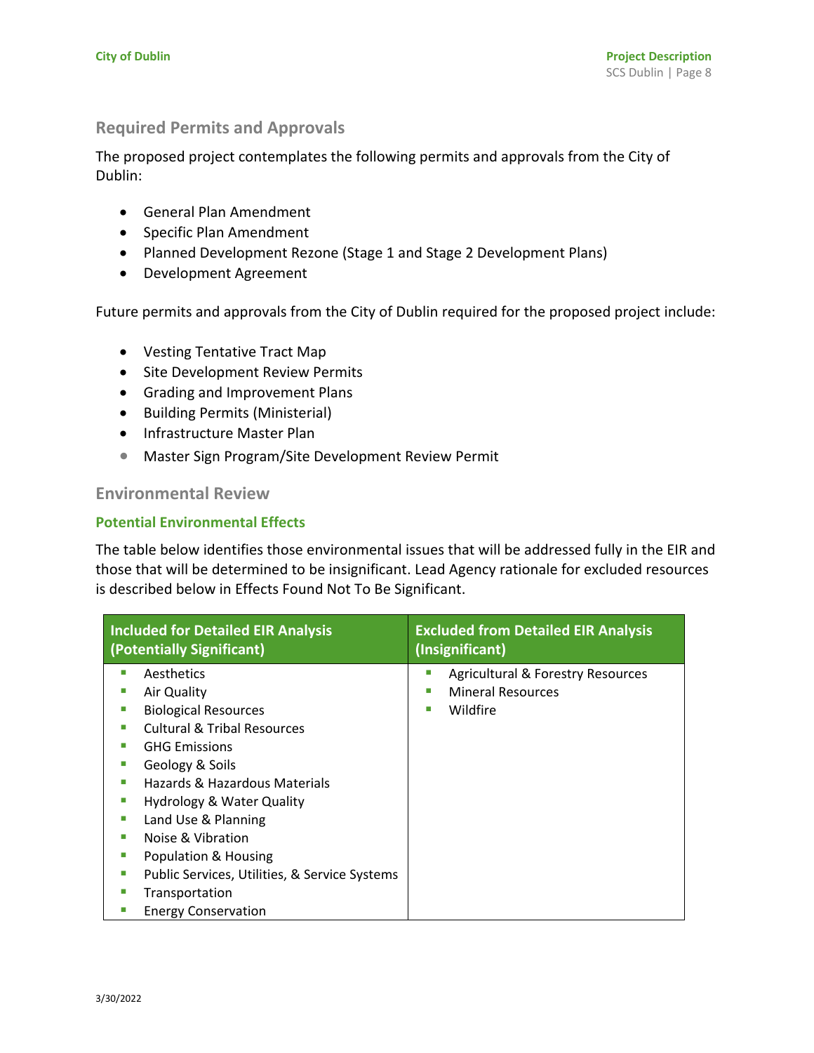## Required Permits and Approvals

The proposed project contemplates the following permits and approvals from the City of Dublin:

- General Plan Amendment
- Specific Plan Amendment
- Planned Development Rezone (Stage 1 and Stage 2 Development Plans)
- Development Agreement

Future permits and approvals from the City of Dublin required for the proposed project include:

- Vesting Tentative Tract Map
- Site Development Review Permits
- Grading and Improvement Plans
- Building Permits (Ministerial)
- Infrastructure Master Plan
- Master Sign Program/Site Development Review Permit

## Environmental Review

### Potential Environmental Effects

The table below identifies those environmental issues that will be addressed fully in the EIR and those that will be determined to be insignificant. Lead Agency rationale for excluded resources is described below in Effects Found Not To Be Significant.

| Included for Detailed EIR Analysis (Potentially Significant) | Excluded from Detailed EIR Analysis (Insignificant) |
|---|---|
| ▪ Aesthetics<br>▪ Air Quality<br>▪ Biological Resources<br>▪ Cultural & Tribal Resources<br>▪ GHG Emissions<br>▪ Geology & Soils<br>▪ Hazards & Hazardous Materials<br>▪ Hydrology & Water Quality<br>▪ Land Use & Planning<br>▪ Noise & Vibration<br>▪ Population & Housing<br>▪ Public Services, Utilities, & Service Systems<br>▪ Transportation<br>▪ Energy Conservation | ▪ Agricultural & Forestry Resources<br>▪ Mineral Resources<br>▪ Wildfire |

3/30/2022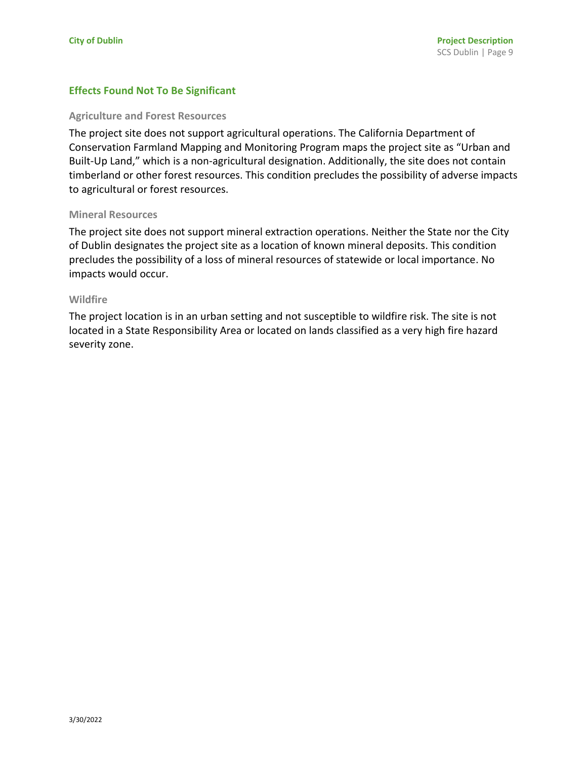## Effects Found Not To Be Significant

### Agriculture and Forest Resources

The project site does not support agricultural operations. The California Department of Conservation Farmland Mapping and Monitoring Program maps the project site as "Urban and Built-Up Land," which is a non-agricultural designation. Additionally, the site does not contain timberland or other forest resources. This condition precludes the possibility of adverse impacts to agricultural or forest resources.

### Mineral Resources

The project site does not support mineral extraction operations. Neither the State nor the City of Dublin designates the project site as a location of known mineral deposits. This condition precludes the possibility of a loss of mineral resources of statewide or local importance. No impacts would occur.

### Wildfire

The project location is in an urban setting and not susceptible to wildfire risk. The site is not located in a State Responsibility Area or located on lands classified as a very high fire hazard severity zone.